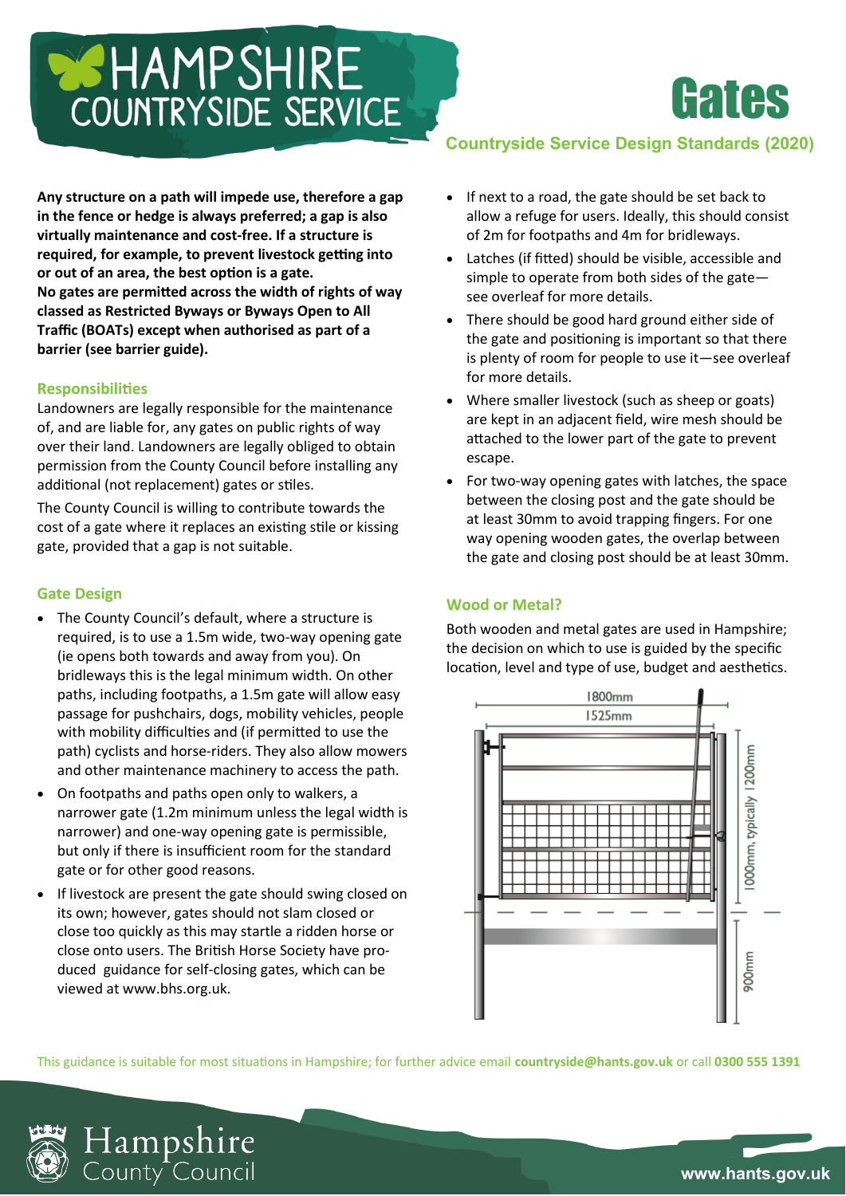# Gates

**Countryside Service Design Standards (2020)**

**Any structure on a path will impede use, therefore a gap in the fence or hedge is always preferred; a gap is also virtually maintenance and cost-free. If a structure is required, for example, to prevent livestock getting into or out of an area, the best option is a gate.**
**No gates are permitted across the width of rights of way classed as Restricted Byways or Byways Open to All Traffic (BOATs) except when authorised as part of a barrier (see barrier guide).**

## Responsibilities

Landowners are legally responsible for the maintenance of, and are liable for, any gates on public rights of way over their land. Landowners are legally obliged to obtain permission from the County Council before installing any additional (not replacement) gates or stiles.

The County Council is willing to contribute towards the cost of a gate where it replaces an existing stile or kissing gate, provided that a gap is not suitable.

## Gate Design

- The County Council's default, where a structure is required, is to use a 1.5m wide, two-way opening gate (ie opens both towards and away from you). On bridleways this is the legal minimum width. On other paths, including footpaths, a 1.5m gate will allow easy passage for pushchairs, dogs, mobility vehicles, people with mobility difficulties and (if permitted to use the path) cyclists and horse-riders. They also allow mowers and other maintenance machinery to access the path.
- On footpaths and paths open only to walkers, a narrower gate (1.2m minimum unless the legal width is narrower) and one-way opening gate is permissible, but only if there is insufficient room for the standard gate or for other good reasons.
- If livestock are present the gate should swing closed on its own; however, gates should not slam closed or close too quickly as this may startle a ridden horse or close onto users. The British Horse Society have produced guidance for self-closing gates, which can be viewed at www.bhs.org.uk.
- If next to a road, the gate should be set back to allow a refuge for users. Ideally, this should consist of 2m for footpaths and 4m for bridleways.
- Latches (if fitted) should be visible, accessible and simple to operate from both sides of the gate—see overleaf for more details.
- There should be good hard ground either side of the gate and positioning is important so that there is plenty of room for people to use it—see overleaf for more details.
- Where smaller livestock (such as sheep or goats) are kept in an adjacent field, wire mesh should be attached to the lower part of the gate to prevent escape.
- For two-way opening gates with latches, the space between the closing post and the gate should be at least 30mm to avoid trapping fingers. For one way opening wooden gates, the overlap between the gate and closing post should be at least 30mm.

## Wood or Metal?

Both wooden and metal gates are used in Hampshire; the decision on which to use is guided by the specific location, level and type of use, budget and aesthetics.

1800mm
1525mm
1000mm, typically 1200mm
900mm

This guidance is suitable for most situations in Hampshire; for further advice email **countryside@hants.gov.uk** or call **0300 555 1391**

Hampshire County Council

www.hants.gov.uk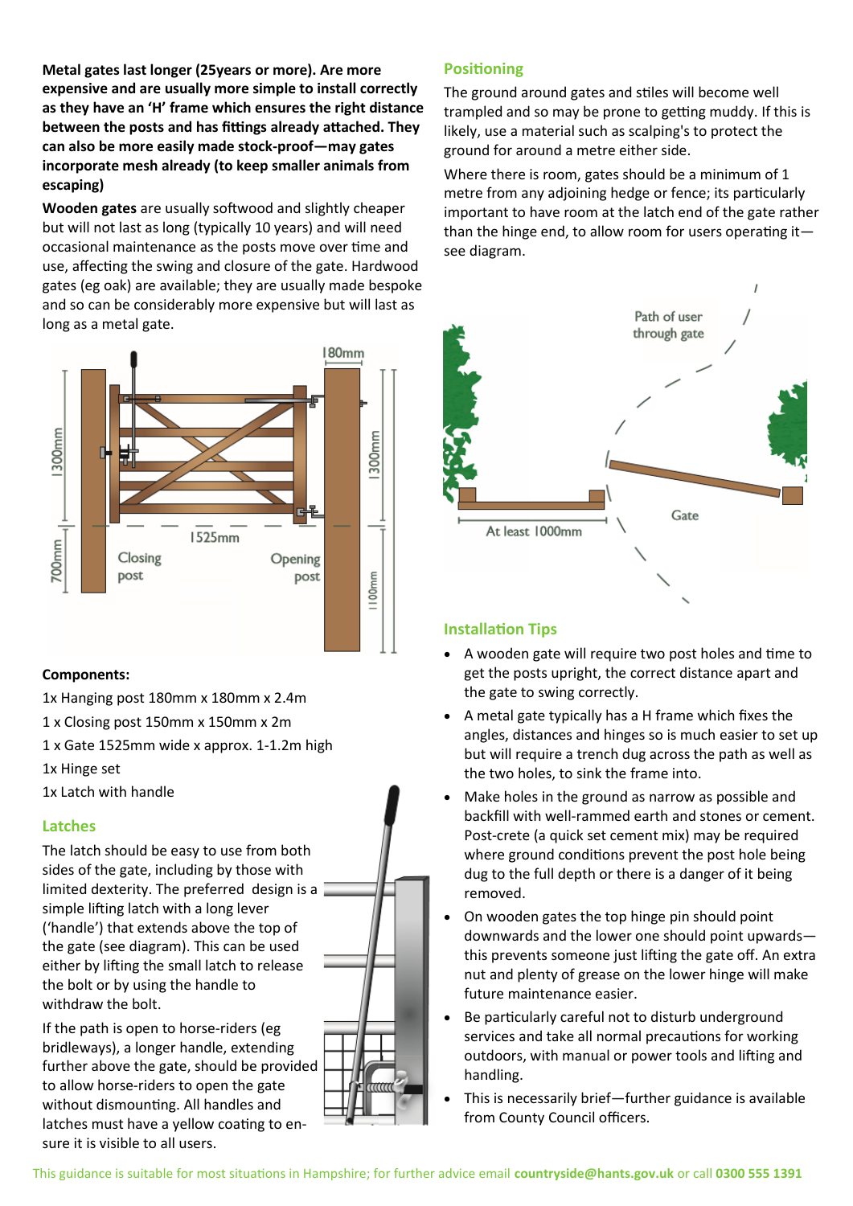**Metal gates last longer (25years or more). Are more expensive and are usually more simple to install correctly as they have an 'H' frame which ensures the right distance between the posts and has fittings already attached. They can also be more easily made stock-proof—may gates incorporate mesh already (to keep smaller animals from escaping)**

**Wooden gates** are usually softwood and slightly cheaper but will not last as long (typically 10 years) and will need occasional maintenance as the posts move over time and use, affecting the swing and closure of the gate. Hardwood gates (eg oak) are available; they are usually made bespoke and so can be considerably more expensive but will last as long as a metal gate.

180mm
1300mm
1300mm
700mm
1525mm
Closing post
Opening post
1100mm

**Components:**

1x Hanging post 180mm x 180mm x 2.4m

1 x Closing post 150mm x 150mm x 2m

1 x Gate 1525mm wide x approx. 1-1.2m high

1x Hinge set

1x Latch with handle

## Latches

The latch should be easy to use from both sides of the gate, including by those with limited dexterity. The preferred design is a simple lifting latch with a long lever ('handle') that extends above the top of the gate (see diagram). This can be used either by lifting the small latch to release the bolt or by using the handle to withdraw the bolt.

If the path is open to horse-riders (eg bridleways), a longer handle, extending further above the gate, should be provided to allow horse-riders to open the gate without dismounting. All handles and latches must have a yellow coating to ensure it is visible to all users.

## Positioning

The ground around gates and stiles will become well trampled and so may be prone to getting muddy. If this is likely, use a material such as scalping's to protect the ground for around a metre either side.

Where there is room, gates should be a minimum of 1 metre from any adjoining hedge or fence; its particularly important to have room at the latch end of the gate rather than the hinge end, to allow room for users operating it—see diagram.

Path of user through gate
Gate
At least 1000mm

## Installation Tips

- A wooden gate will require two post holes and time to get the posts upright, the correct distance apart and the gate to swing correctly.
- A metal gate typically has a H frame which fixes the angles, distances and hinges so is much easier to set up but will require a trench dug across the path as well as the two holes, to sink the frame into.
- Make holes in the ground as narrow as possible and backfill with well-rammed earth and stones or cement. Post-crete (a quick set cement mix) may be required where ground conditions prevent the post hole being dug to the full depth or there is a danger of it being removed.
- On wooden gates the top hinge pin should point downwards and the lower one should point upwards—this prevents someone just lifting the gate off. An extra nut and plenty of grease on the lower hinge will make future maintenance easier.
- Be particularly careful not to disturb underground services and take all normal precautions for working outdoors, with manual or power tools and lifting and handling.
- This is necessarily brief—further guidance is available from County Council officers.

This guidance is suitable for most situations in Hampshire; for further advice email **countryside@hants.gov.uk** or call **0300 555 1391**